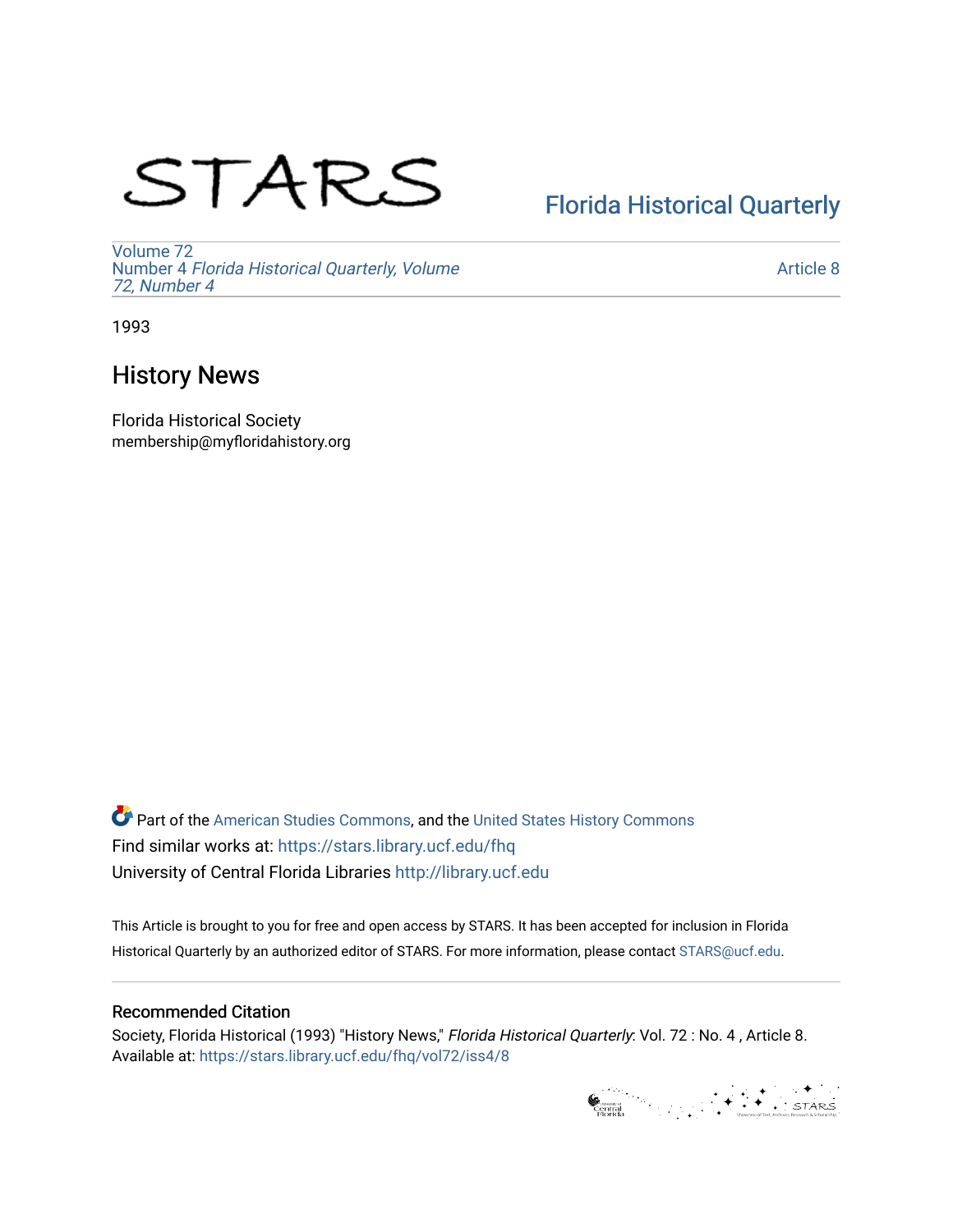STARS

Florida Historical Quarterly

Volume 72
Number 4 *Florida Historical Quarterly, Volume 72, Number 4*

Article 8

1993

# History News

Florida Historical Society
membership@myfloridahistory.org

Part of the American Studies Commons, and the United States History Commons
Find similar works at: https://stars.library.ucf.edu/fhq
University of Central Florida Libraries http://library.ucf.edu

This Article is brought to you for free and open access by STARS. It has been accepted for inclusion in Florida Historical Quarterly by an authorized editor of STARS. For more information, please contact STARS@ucf.edu.

## Recommended Citation

Society, Florida Historical (1993) "History News," *Florida Historical Quarterly*: Vol. 72 : No. 4 , Article 8.
Available at: https://stars.library.ucf.edu/fhq/vol72/iss4/8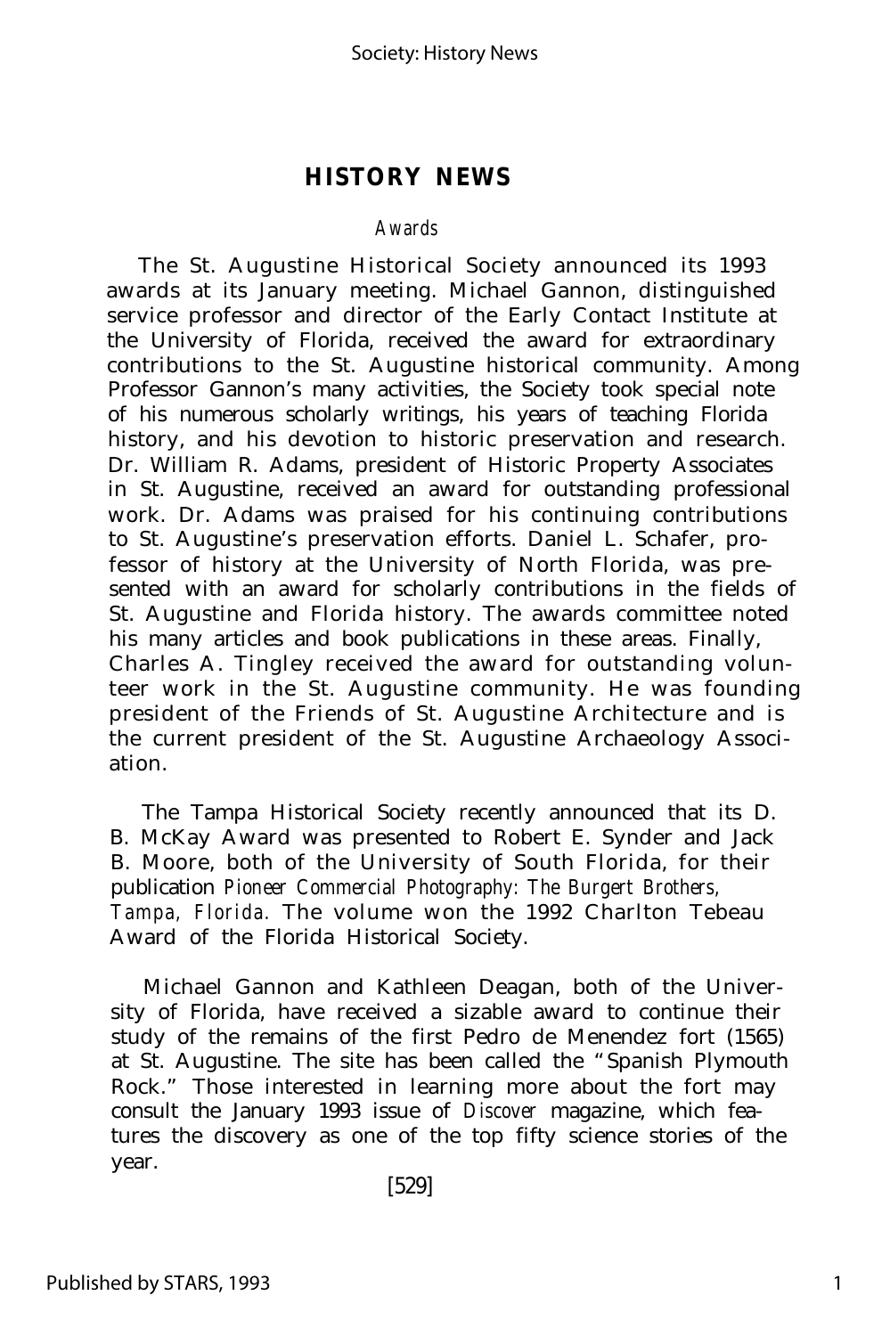# HISTORY NEWS

*Awards*

The St. Augustine Historical Society announced its 1993 awards at its January meeting. Michael Gannon, distinguished service professor and director of the Early Contact Institute at the University of Florida, received the award for extraordinary contributions to the St. Augustine historical community. Among Professor Gannon's many activities, the Society took special note of his numerous scholarly writings, his years of teaching Florida history, and his devotion to historic preservation and research. Dr. William R. Adams, president of Historic Property Associates in St. Augustine, received an award for outstanding professional work. Dr. Adams was praised for his continuing contributions to St. Augustine's preservation efforts. Daniel L. Schafer, professor of history at the University of North Florida, was presented with an award for scholarly contributions in the fields of St. Augustine and Florida history. The awards committee noted his many articles and book publications in these areas. Finally, Charles A. Tingley received the award for outstanding volunteer work in the St. Augustine community. He was founding president of the Friends of St. Augustine Architecture and is the current president of the St. Augustine Archaeology Association.

The Tampa Historical Society recently announced that its D. B. McKay Award was presented to Robert E. Synder and Jack B. Moore, both of the University of South Florida, for their publication *Pioneer Commercial Photography: The Burgert Brothers, Tampa, Florida.* The volume won the 1992 Charlton Tebeau Award of the Florida Historical Society.

Michael Gannon and Kathleen Deagan, both of the University of Florida, have received a sizable award to continue their study of the remains of the first Pedro de Menendez fort (1565) at St. Augustine. The site has been called the "Spanish Plymouth Rock." Those interested in learning more about the fort may consult the January 1993 issue of *Discover* magazine, which features the discovery as one of the top fifty science stories of the year.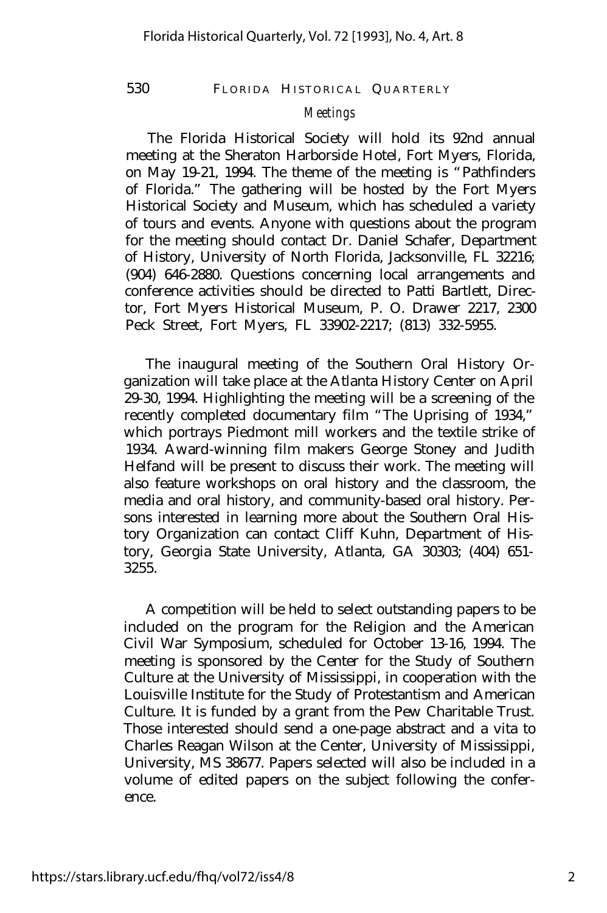## *Meetings*

The Florida Historical Society will hold its 92nd annual meeting at the Sheraton Harborside Hotel, Fort Myers, Florida, on May 19-21, 1994. The theme of the meeting is "Pathfinders of Florida." The gathering will be hosted by the Fort Myers Historical Society and Museum, which has scheduled a variety of tours and events. Anyone with questions about the program for the meeting should contact Dr. Daniel Schafer, Department of History, University of North Florida, Jacksonville, FL 32216; (904) 646-2880. Questions concerning local arrangements and conference activities should be directed to Patti Bartlett, Director, Fort Myers Historical Museum, P. O. Drawer 2217, 2300 Peck Street, Fort Myers, FL 33902-2217; (813) 332-5955.

The inaugural meeting of the Southern Oral History Organization will take place at the Atlanta History Center on April 29-30, 1994. Highlighting the meeting will be a screening of the recently completed documentary film "The Uprising of 1934," which portrays Piedmont mill workers and the textile strike of 1934. Award-winning film makers George Stoney and Judith Helfand will be present to discuss their work. The meeting will also feature workshops on oral history and the classroom, the media and oral history, and community-based oral history. Persons interested in learning more about the Southern Oral History Organization can contact Cliff Kuhn, Department of History, Georgia State University, Atlanta, GA 30303; (404) 651-3255.

A competition will be held to select outstanding papers to be included on the program for the Religion and the American Civil War Symposium, scheduled for October 13-16, 1994. The meeting is sponsored by the Center for the Study of Southern Culture at the University of Mississippi, in cooperation with the Louisville Institute for the Study of Protestantism and American Culture. It is funded by a grant from the Pew Charitable Trust. Those interested should send a one-page abstract and a vita to Charles Reagan Wilson at the Center, University of Mississippi, University, MS 38677. Papers selected will also be included in a volume of edited papers on the subject following the conference.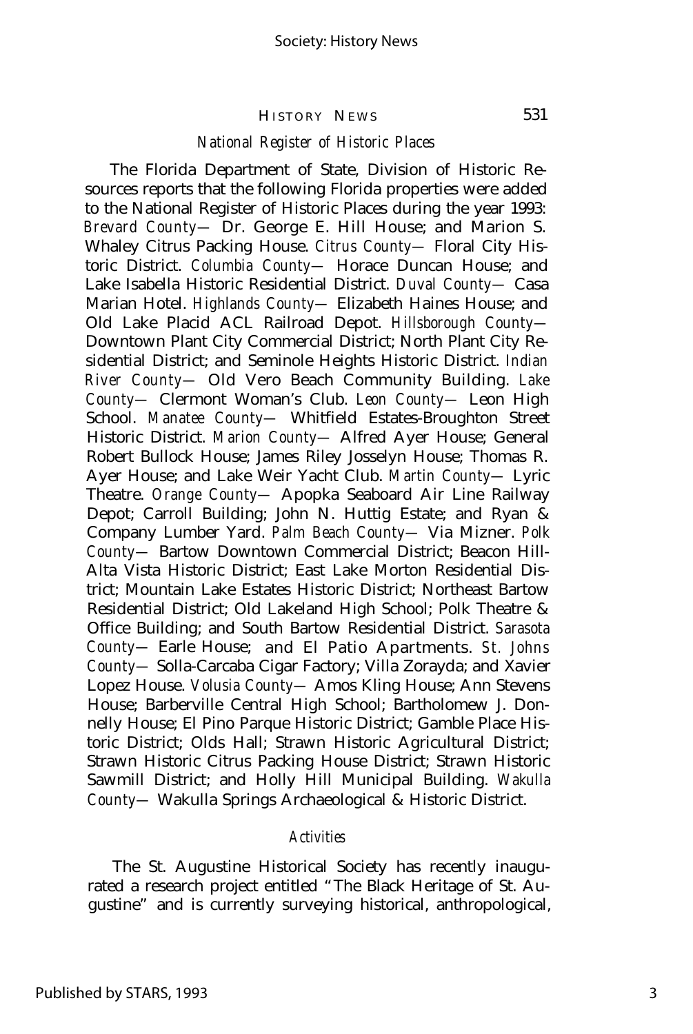### *National Register of Historic Places*

The Florida Department of State, Division of Historic Resources reports that the following Florida properties were added to the National Register of Historic Places during the year 1993: *Brevard County*— Dr. George E. Hill House; and Marion S. Whaley Citrus Packing House. *Citrus County*— Floral City Historic District. *Columbia County*— Horace Duncan House; and Lake Isabella Historic Residential District. *Duval County*— Casa Marian Hotel. *Highlands County*— Elizabeth Haines House; and Old Lake Placid ACL Railroad Depot. *Hillsborough County*— Downtown Plant City Commercial District; North Plant City Residential District; and Seminole Heights Historic District. *Indian River County*— Old Vero Beach Community Building. *Lake County*— Clermont Woman's Club. *Leon County*— Leon High School. *Manatee County*— Whitfield Estates-Broughton Street Historic District. *Marion County*— Alfred Ayer House; General Robert Bullock House; James Riley Josselyn House; Thomas R. Ayer House; and Lake Weir Yacht Club. *Martin County*— Lyric Theatre. *Orange County*— Apopka Seaboard Air Line Railway Depot; Carroll Building; John N. Huttig Estate; and Ryan & Company Lumber Yard. *Palm Beach County*— Via Mizner. *Polk County*— Bartow Downtown Commercial District; Beacon Hill-Alta Vista Historic District; East Lake Morton Residential District; Mountain Lake Estates Historic District; Northeast Bartow Residential District; Old Lakeland High School; Polk Theatre & Office Building; and South Bartow Residential District. *Sarasota County*— Earle House; and El Patio Apartments. *St. Johns County*— Solla-Carcaba Cigar Factory; Villa Zorayda; and Xavier Lopez House. *Volusia County*— Amos Kling House; Ann Stevens House; Barberville Central High School; Bartholomew J. Donnelly House; El Pino Parque Historic District; Gamble Place Historic District; Olds Hall; Strawn Historic Agricultural District; Strawn Historic Citrus Packing House District; Strawn Historic Sawmill District; and Holly Hill Municipal Building. *Wakulla County*— Wakulla Springs Archaeological & Historic District.

### *Activities*

The St. Augustine Historical Society has recently inaugurated a research project entitled "The Black Heritage of St. Augustine" and is currently surveying historical, anthropological,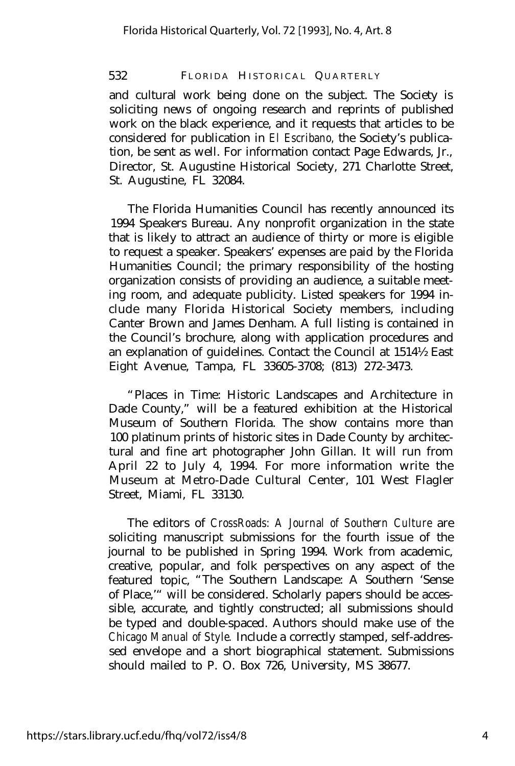and cultural work being done on the subject. The Society is soliciting news of ongoing research and reprints of published work on the black experience, and it requests that articles to be considered for publication in *El Escribano,* the Society's publication, be sent as well. For information contact Page Edwards, Jr., Director, St. Augustine Historical Society, 271 Charlotte Street, St. Augustine, FL 32084.

The Florida Humanities Council has recently announced its 1994 Speakers Bureau. Any nonprofit organization in the state that is likely to attract an audience of thirty or more is eligible to request a speaker. Speakers' expenses are paid by the Florida Humanities Council; the primary responsibility of the hosting organization consists of providing an audience, a suitable meeting room, and adequate publicity. Listed speakers for 1994 include many Florida Historical Society members, including Canter Brown and James Denham. A full listing is contained in the Council's brochure, along with application procedures and an explanation of guidelines. Contact the Council at 1514½ East Eight Avenue, Tampa, FL 33605-3708; (813) 272-3473.

"Places in Time: Historic Landscapes and Architecture in Dade County," will be a featured exhibition at the Historical Museum of Southern Florida. The show contains more than 100 platinum prints of historic sites in Dade County by architectural and fine art photographer John Gillan. It will run from April 22 to July 4, 1994. For more information write the Museum at Metro-Dade Cultural Center, 101 West Flagler Street, Miami, FL 33130.

The editors of *CrossRoads: A Journal of Southern Culture* are soliciting manuscript submissions for the fourth issue of the journal to be published in Spring 1994. Work from academic, creative, popular, and folk perspectives on any aspect of the featured topic, "The Southern Landscape: A Southern 'Sense of Place,'" will be considered. Scholarly papers should be accessible, accurate, and tightly constructed; all submissions should be typed and double-spaced. Authors should make use of the *Chicago Manual of Style.* Include a correctly stamped, self-addressed envelope and a short biographical statement. Submissions should mailed to P. O. Box 726, University, MS 38677.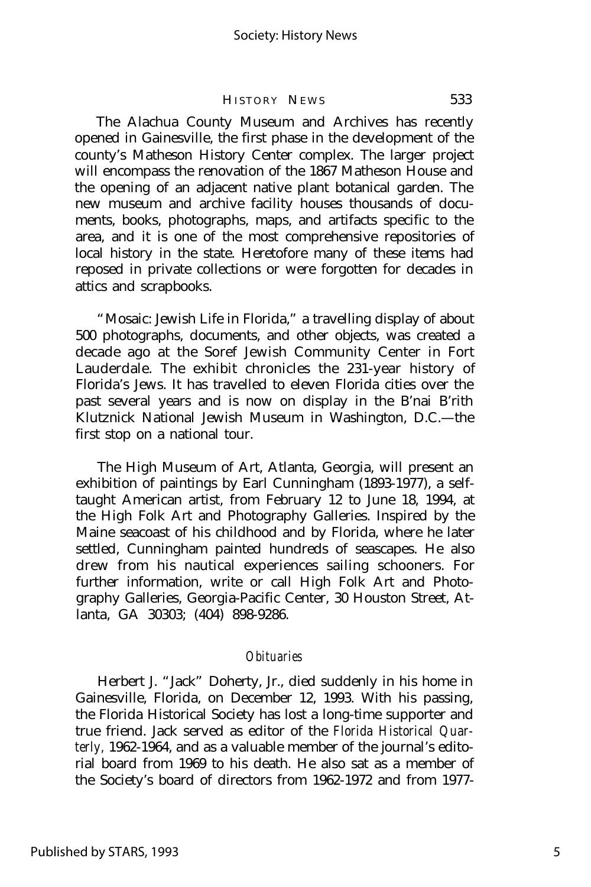The Alachua County Museum and Archives has recently opened in Gainesville, the first phase in the development of the county's Matheson History Center complex. The larger project will encompass the renovation of the 1867 Matheson House and the opening of an adjacent native plant botanical garden. The new museum and archive facility houses thousands of documents, books, photographs, maps, and artifacts specific to the area, and it is one of the most comprehensive repositories of local history in the state. Heretofore many of these items had reposed in private collections or were forgotten for decades in attics and scrapbooks.

"Mosaic: Jewish Life in Florida," a travelling display of about 500 photographs, documents, and other objects, was created a decade ago at the Soref Jewish Community Center in Fort Lauderdale. The exhibit chronicles the 231-year history of Florida's Jews. It has travelled to eleven Florida cities over the past several years and is now on display in the B'nai B'rith Klutznick National Jewish Museum in Washington, D.C.—the first stop on a national tour.

The High Museum of Art, Atlanta, Georgia, will present an exhibition of paintings by Earl Cunningham (1893-1977), a self-taught American artist, from February 12 to June 18, 1994, at the High Folk Art and Photography Galleries. Inspired by the Maine seacoast of his childhood and by Florida, where he later settled, Cunningham painted hundreds of seascapes. He also drew from his nautical experiences sailing schooners. For further information, write or call High Folk Art and Photography Galleries, Georgia-Pacific Center, 30 Houston Street, Atlanta, GA 30303; (404) 898-9286.

## *Obituaries*

Herbert J. "Jack" Doherty, Jr., died suddenly in his home in Gainesville, Florida, on December 12, 1993. With his passing, the Florida Historical Society has lost a long-time supporter and true friend. Jack served as editor of the *Florida Historical Quarterly,* 1962-1964, and as a valuable member of the journal's editorial board from 1969 to his death. He also sat as a member of the Society's board of directors from 1962-1972 and from 1977-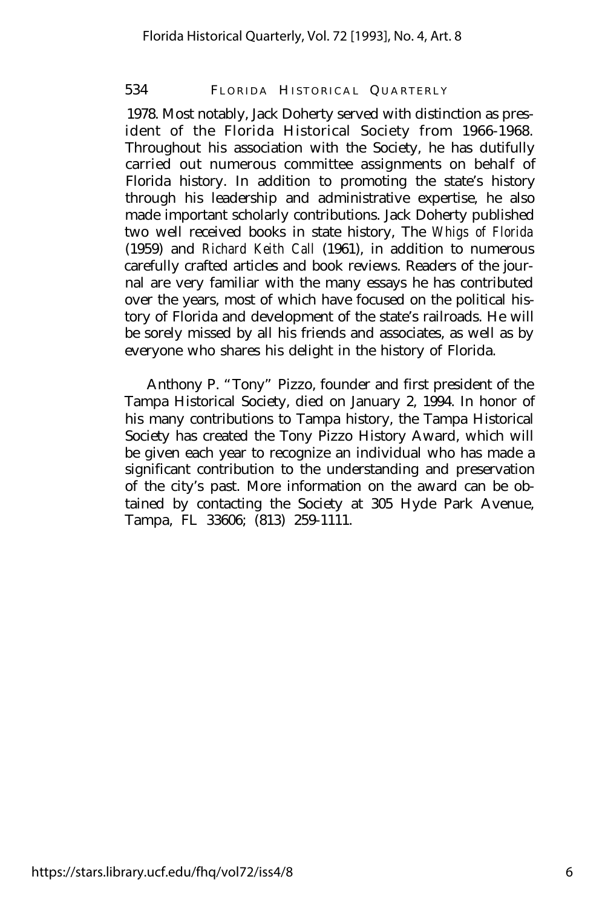1978. Most notably, Jack Doherty served with distinction as president of the Florida Historical Society from 1966-1968. Throughout his association with the Society, he has dutifully carried out numerous committee assignments on behalf of Florida history. In addition to promoting the state's history through his leadership and administrative expertise, he also made important scholarly contributions. Jack Doherty published two well received books in state history, The *Whigs of Florida* (1959) and *Richard Keith Call* (1961), in addition to numerous carefully crafted articles and book reviews. Readers of the journal are very familiar with the many essays he has contributed over the years, most of which have focused on the political history of Florida and development of the state's railroads. He will be sorely missed by all his friends and associates, as well as by everyone who shares his delight in the history of Florida.

Anthony P. "Tony" Pizzo, founder and first president of the Tampa Historical Society, died on January 2, 1994. In honor of his many contributions to Tampa history, the Tampa Historical Society has created the Tony Pizzo History Award, which will be given each year to recognize an individual who has made a significant contribution to the understanding and preservation of the city's past. More information on the award can be obtained by contacting the Society at 305 Hyde Park Avenue, Tampa, FL 33606; (813) 259-1111.